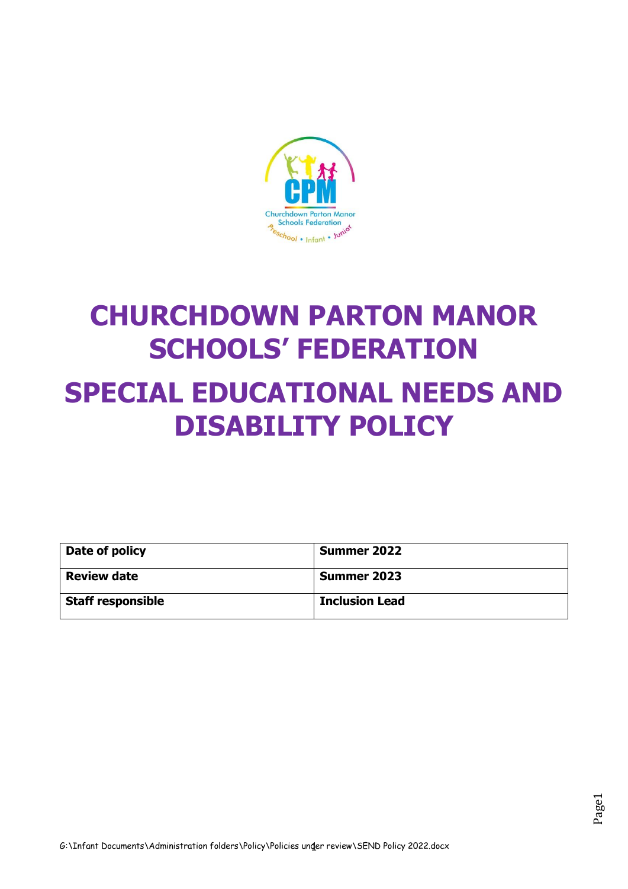# CHURCHDOWN PARTON MANOR SCHOOLS' FEDERATION

# SPECIAL EDUCATIONAL NEEDS AND DISABILITY POLICY

| Date of policy | Summer 2022 |
|---|---|
| Review date | Summer 2023 |
| Staff responsible | Inclusion Lead |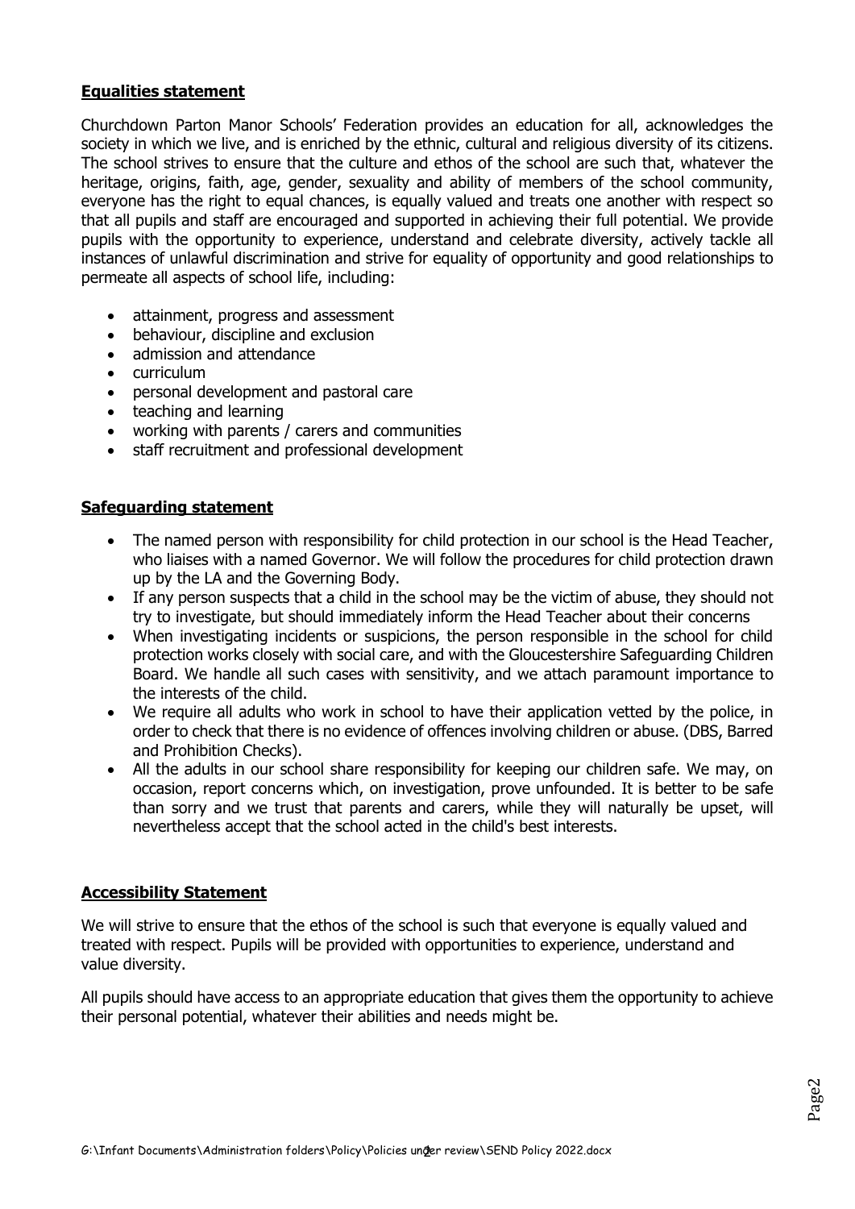## Equalities statement

Churchdown Parton Manor Schools' Federation provides an education for all, acknowledges the society in which we live, and is enriched by the ethnic, cultural and religious diversity of its citizens. The school strives to ensure that the culture and ethos of the school are such that, whatever the heritage, origins, faith, age, gender, sexuality and ability of members of the school community, everyone has the right to equal chances, is equally valued and treats one another with respect so that all pupils and staff are encouraged and supported in achieving their full potential. We provide pupils with the opportunity to experience, understand and celebrate diversity, actively tackle all instances of unlawful discrimination and strive for equality of opportunity and good relationships to permeate all aspects of school life, including:

- attainment, progress and assessment
- behaviour, discipline and exclusion
- admission and attendance
- curriculum
- personal development and pastoral care
- teaching and learning
- working with parents / carers and communities
- staff recruitment and professional development

## Safeguarding statement

- The named person with responsibility for child protection in our school is the Head Teacher, who liaises with a named Governor. We will follow the procedures for child protection drawn up by the LA and the Governing Body.
- If any person suspects that a child in the school may be the victim of abuse, they should not try to investigate, but should immediately inform the Head Teacher about their concerns
- When investigating incidents or suspicions, the person responsible in the school for child protection works closely with social care, and with the Gloucestershire Safeguarding Children Board. We handle all such cases with sensitivity, and we attach paramount importance to the interests of the child.
- We require all adults who work in school to have their application vetted by the police, in order to check that there is no evidence of offences involving children or abuse. (DBS, Barred and Prohibition Checks).
- All the adults in our school share responsibility for keeping our children safe. We may, on occasion, report concerns which, on investigation, prove unfounded. It is better to be safe than sorry and we trust that parents and carers, while they will naturally be upset, will nevertheless accept that the school acted in the child's best interests.

## Accessibility Statement

We will strive to ensure that the ethos of the school is such that everyone is equally valued and treated with respect. Pupils will be provided with opportunities to experience, understand and value diversity.

All pupils should have access to an appropriate education that gives them the opportunity to achieve their personal potential, whatever their abilities and needs might be.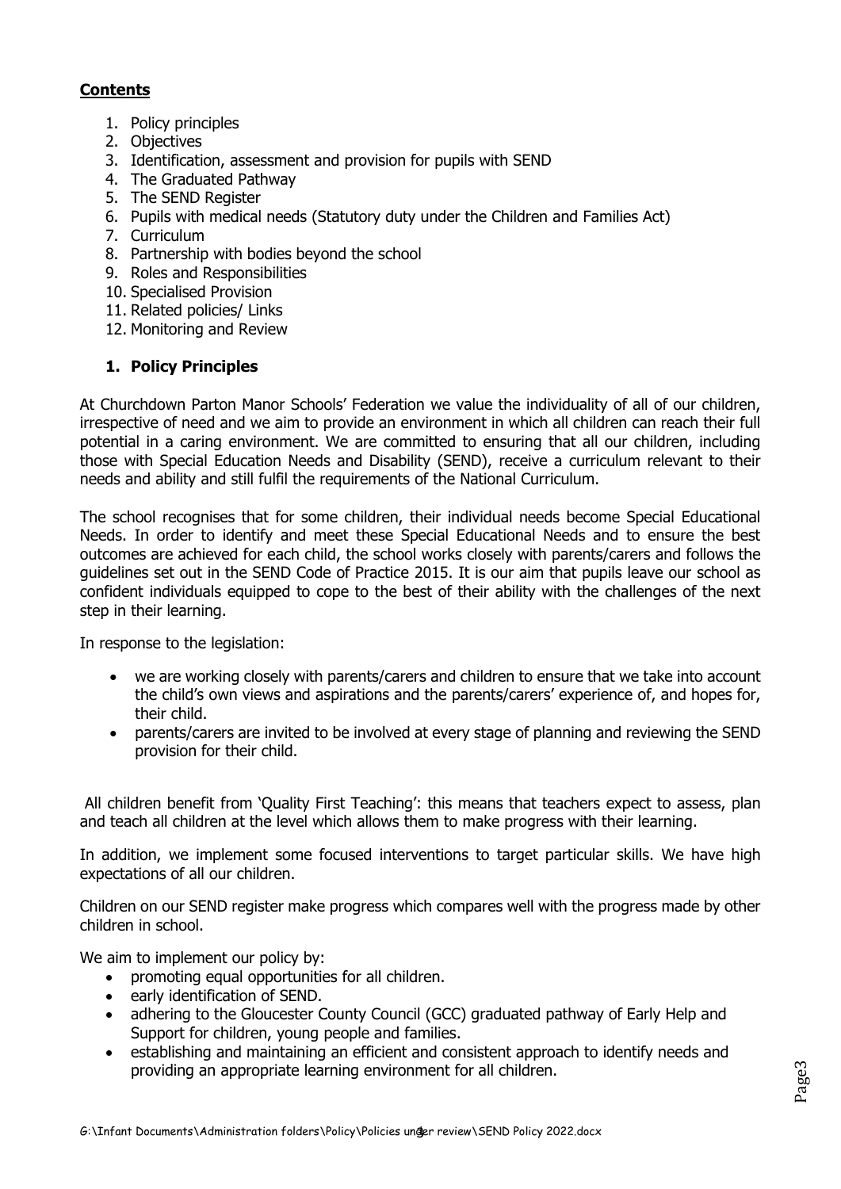## Contents

1. Policy principles
2. Objectives
3. Identification, assessment and provision for pupils with SEND
4. The Graduated Pathway
5. The SEND Register
6. Pupils with medical needs (Statutory duty under the Children and Families Act)
7. Curriculum
8. Partnership with bodies beyond the school
9. Roles and Responsibilities
10. Specialised Provision
11. Related policies/ Links
12. Monitoring and Review

## 1. Policy Principles

At Churchdown Parton Manor Schools' Federation we value the individuality of all of our children, irrespective of need and we aim to provide an environment in which all children can reach their full potential in a caring environment. We are committed to ensuring that all our children, including those with Special Education Needs and Disability (SEND), receive a curriculum relevant to their needs and ability and still fulfil the requirements of the National Curriculum.

The school recognises that for some children, their individual needs become Special Educational Needs. In order to identify and meet these Special Educational Needs and to ensure the best outcomes are achieved for each child, the school works closely with parents/carers and follows the guidelines set out in the SEND Code of Practice 2015. It is our aim that pupils leave our school as confident individuals equipped to cope to the best of their ability with the challenges of the next step in their learning.

In response to the legislation:

- we are working closely with parents/carers and children to ensure that we take into account the child's own views and aspirations and the parents/carers' experience of, and hopes for, their child.
- parents/carers are invited to be involved at every stage of planning and reviewing the SEND provision for their child.

All children benefit from 'Quality First Teaching': this means that teachers expect to assess, plan and teach all children at the level which allows them to make progress with their learning.

In addition, we implement some focused interventions to target particular skills. We have high expectations of all our children.

Children on our SEND register make progress which compares well with the progress made by other children in school.

We aim to implement our policy by:

- promoting equal opportunities for all children.
- early identification of SEND.
- adhering to the Gloucester County Council (GCC) graduated pathway of Early Help and Support for children, young people and families.
- establishing and maintaining an efficient and consistent approach to identify needs and providing an appropriate learning environment for all children.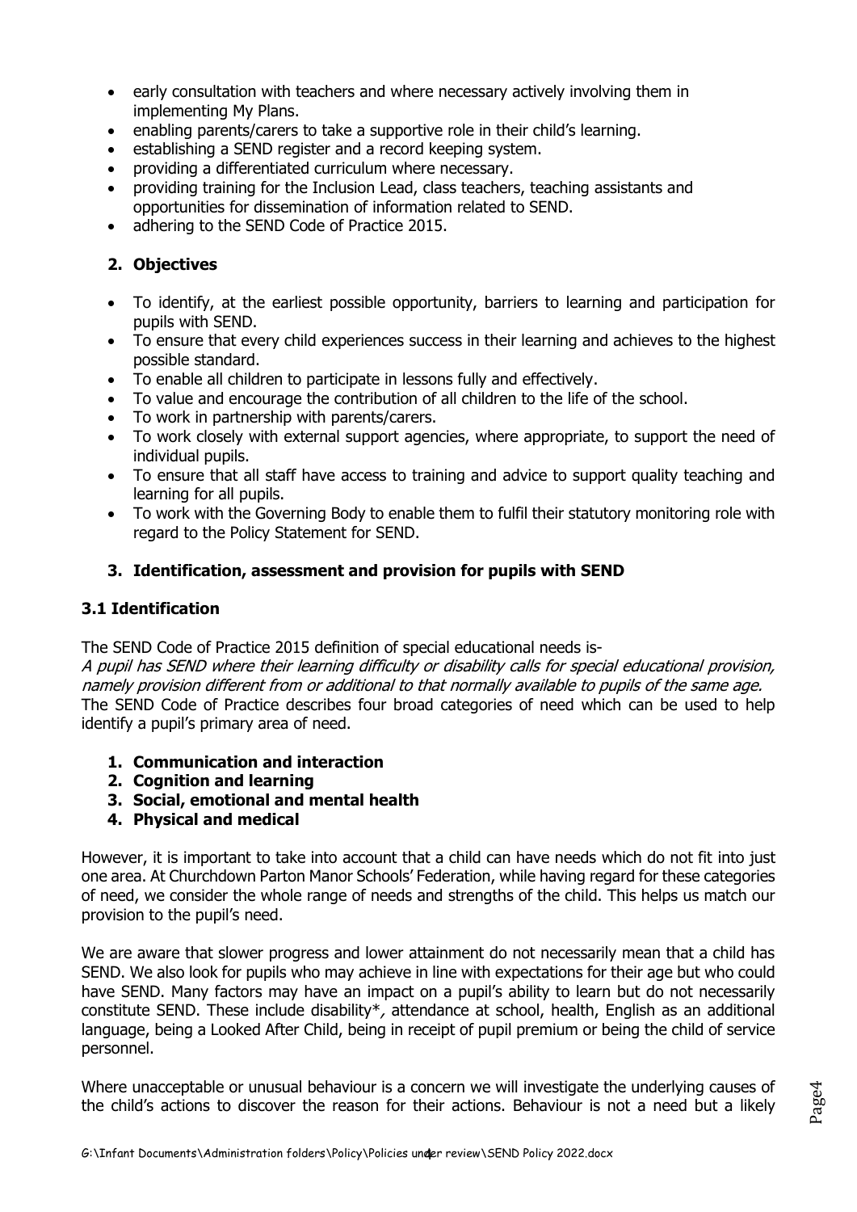- early consultation with teachers and where necessary actively involving them in implementing My Plans.
- enabling parents/carers to take a supportive role in their child's learning.
- establishing a SEND register and a record keeping system.
- providing a differentiated curriculum where necessary.
- providing training for the Inclusion Lead, class teachers, teaching assistants and opportunities for dissemination of information related to SEND.
- adhering to the SEND Code of Practice 2015.

## 2. Objectives

- To identify, at the earliest possible opportunity, barriers to learning and participation for pupils with SEND.
- To ensure that every child experiences success in their learning and achieves to the highest possible standard.
- To enable all children to participate in lessons fully and effectively.
- To value and encourage the contribution of all children to the life of the school.
- To work in partnership with parents/carers.
- To work closely with external support agencies, where appropriate, to support the need of individual pupils.
- To ensure that all staff have access to training and advice to support quality teaching and learning for all pupils.
- To work with the Governing Body to enable them to fulfil their statutory monitoring role with regard to the Policy Statement for SEND.

## 3. Identification, assessment and provision for pupils with SEND

### 3.1 Identification

The SEND Code of Practice 2015 definition of special educational needs is-

*A pupil has SEND where their learning difficulty or disability calls for special educational provision, namely provision different from or additional to that normally available to pupils of the same age.*

The SEND Code of Practice describes four broad categories of need which can be used to help identify a pupil's primary area of need.

1. **Communication and interaction**
2. **Cognition and learning**
3. **Social, emotional and mental health**
4. **Physical and medical**

However, it is important to take into account that a child can have needs which do not fit into just one area. At Churchdown Parton Manor Schools' Federation, while having regard for these categories of need, we consider the whole range of needs and strengths of the child. This helps us match our provision to the pupil's need.

We are aware that slower progress and lower attainment do not necessarily mean that a child has SEND. We also look for pupils who may achieve in line with expectations for their age but who could have SEND. Many factors may have an impact on a pupil's ability to learn but do not necessarily constitute SEND. These include disability*, attendance at school, health, English as an additional language, being a Looked After Child, being in receipt of pupil premium or being the child of service personnel.

Where unacceptable or unusual behaviour is a concern we will investigate the underlying causes of the child's actions to discover the reason for their actions. Behaviour is not a need but a likely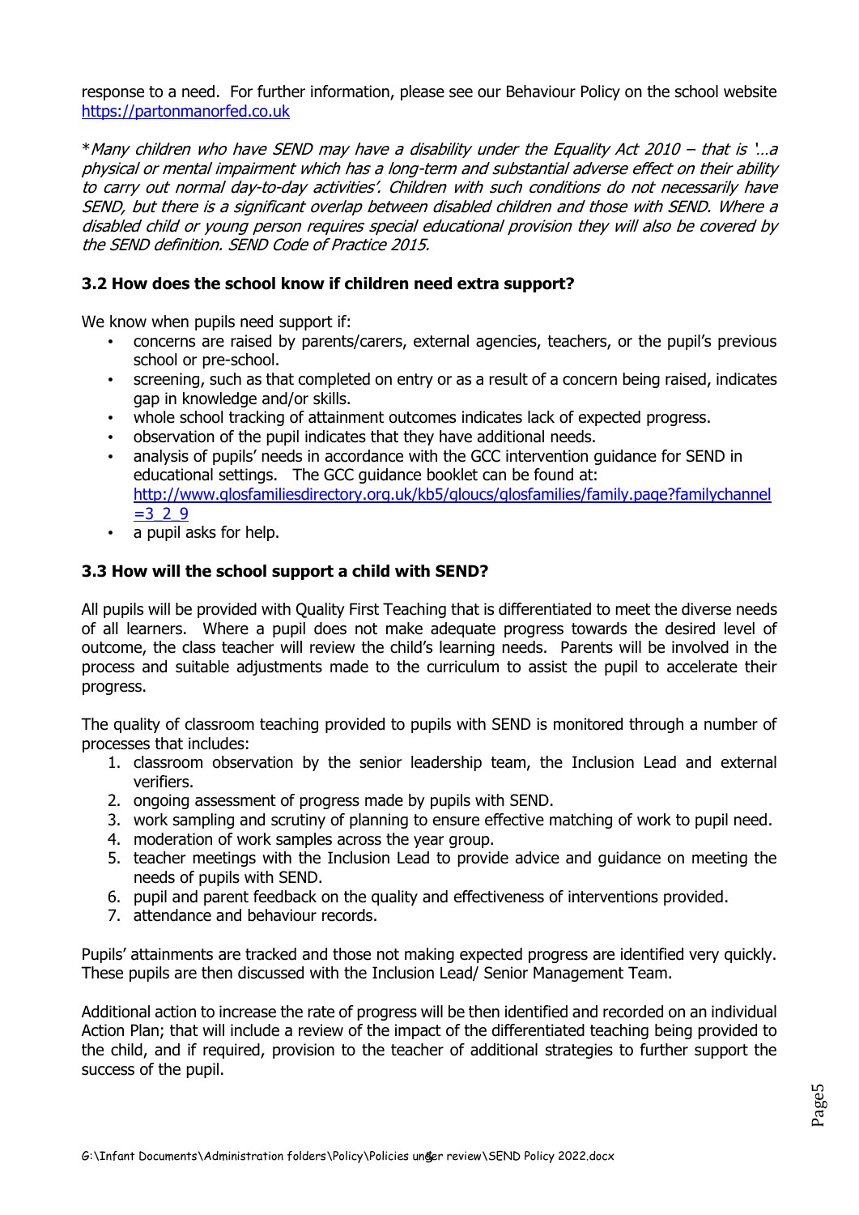response to a need. For further information, please see our Behaviour Policy on the school website https://partonmanorfed.co.uk

*\*Many children who have SEND may have a disability under the Equality Act 2010 – that is '…a physical or mental impairment which has a long-term and substantial adverse effect on their ability to carry out normal day-to-day activities'. Children with such conditions do not necessarily have SEND, but there is a significant overlap between disabled children and those with SEND. Where a disabled child or young person requires special educational provision they will also be covered by the SEND definition. SEND Code of Practice 2015.*

### 3.2 How does the school know if children need extra support?

We know when pupils need support if:

- concerns are raised by parents/carers, external agencies, teachers, or the pupil's previous school or pre-school.
- screening, such as that completed on entry or as a result of a concern being raised, indicates gap in knowledge and/or skills.
- whole school tracking of attainment outcomes indicates lack of expected progress.
- observation of the pupil indicates that they have additional needs.
- analysis of pupils' needs in accordance with the GCC intervention guidance for SEND in educational settings. The GCC guidance booklet can be found at: http://www.glosfamiliesdirectory.org.uk/kb5/gloucs/glosfamilies/family.page?familychannel=3_2_9
- a pupil asks for help.

### 3.3 How will the school support a child with SEND?

All pupils will be provided with Quality First Teaching that is differentiated to meet the diverse needs of all learners. Where a pupil does not make adequate progress towards the desired level of outcome, the class teacher will review the child's learning needs. Parents will be involved in the process and suitable adjustments made to the curriculum to assist the pupil to accelerate their progress.

The quality of classroom teaching provided to pupils with SEND is monitored through a number of processes that includes:

1. classroom observation by the senior leadership team, the Inclusion Lead and external verifiers.
2. ongoing assessment of progress made by pupils with SEND.
3. work sampling and scrutiny of planning to ensure effective matching of work to pupil need.
4. moderation of work samples across the year group.
5. teacher meetings with the Inclusion Lead to provide advice and guidance on meeting the needs of pupils with SEND.
6. pupil and parent feedback on the quality and effectiveness of interventions provided.
7. attendance and behaviour records.

Pupils' attainments are tracked and those not making expected progress are identified very quickly. These pupils are then discussed with the Inclusion Lead/ Senior Management Team.

Additional action to increase the rate of progress will be then identified and recorded on an individual Action Plan; that will include a review of the impact of the differentiated teaching being provided to the child, and if required, provision to the teacher of additional strategies to further support the success of the pupil.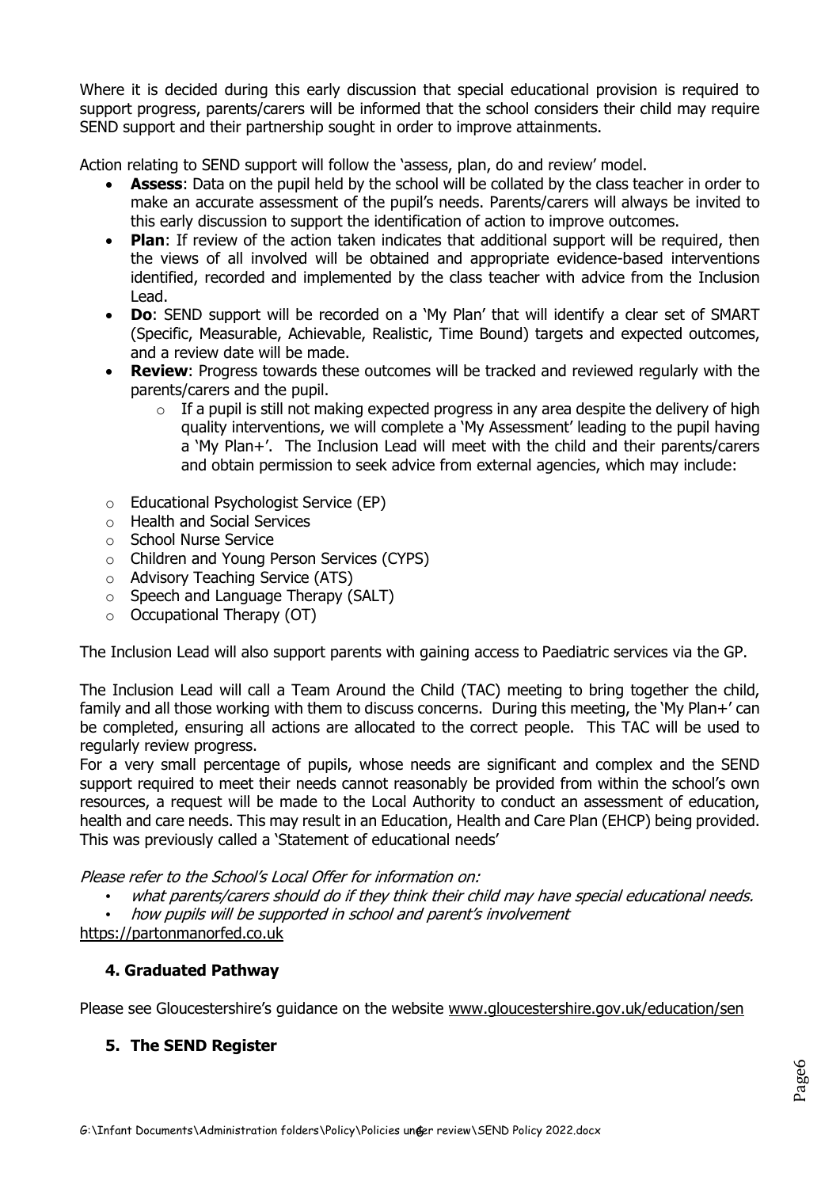Where it is decided during this early discussion that special educational provision is required to support progress, parents/carers will be informed that the school considers their child may require SEND support and their partnership sought in order to improve attainments.

Action relating to SEND support will follow the 'assess, plan, do and review' model.

- **Assess**: Data on the pupil held by the school will be collated by the class teacher in order to make an accurate assessment of the pupil's needs. Parents/carers will always be invited to this early discussion to support the identification of action to improve outcomes.
- **Plan**: If review of the action taken indicates that additional support will be required, then the views of all involved will be obtained and appropriate evidence-based interventions identified, recorded and implemented by the class teacher with advice from the Inclusion Lead.
- **Do**: SEND support will be recorded on a 'My Plan' that will identify a clear set of SMART (Specific, Measurable, Achievable, Realistic, Time Bound) targets and expected outcomes, and a review date will be made.
- **Review**: Progress towards these outcomes will be tracked and reviewed regularly with the parents/carers and the pupil.
  - If a pupil is still not making expected progress in any area despite the delivery of high quality interventions, we will complete a 'My Assessment' leading to the pupil having a 'My Plan+'. The Inclusion Lead will meet with the child and their parents/carers and obtain permission to seek advice from external agencies, which may include:

- Educational Psychologist Service (EP)
- Health and Social Services
- School Nurse Service
- Children and Young Person Services (CYPS)
- Advisory Teaching Service (ATS)
- Speech and Language Therapy (SALT)
- Occupational Therapy (OT)

The Inclusion Lead will also support parents with gaining access to Paediatric services via the GP.

The Inclusion Lead will call a Team Around the Child (TAC) meeting to bring together the child, family and all those working with them to discuss concerns. During this meeting, the 'My Plan+' can be completed, ensuring all actions are allocated to the correct people. This TAC will be used to regularly review progress.

For a very small percentage of pupils, whose needs are significant and complex and the SEND support required to meet their needs cannot reasonably be provided from within the school's own resources, a request will be made to the Local Authority to conduct an assessment of education, health and care needs. This may result in an Education, Health and Care Plan (EHCP) being provided. This was previously called a 'Statement of educational needs'

*Please refer to the School's Local Offer for information on:*

- *what parents/carers should do if they think their child may have special educational needs.*
- *how pupils will be supported in school and parent's involvement*

https://partonmanorfed.co.uk

### 4. Graduated Pathway

Please see Gloucestershire's guidance on the website www.gloucestershire.gov.uk/education/sen

### 5. The SEND Register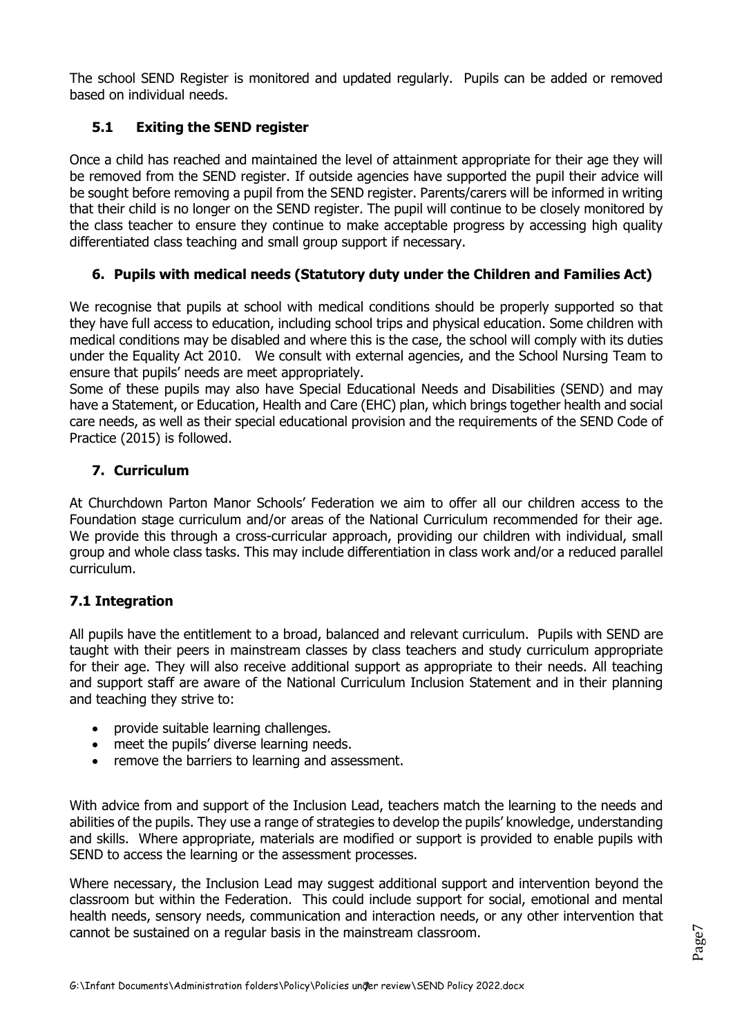The school SEND Register is monitored and updated regularly. Pupils can be added or removed based on individual needs.

### 5.1 Exiting the SEND register

Once a child has reached and maintained the level of attainment appropriate for their age they will be removed from the SEND register. If outside agencies have supported the pupil their advice will be sought before removing a pupil from the SEND register. Parents/carers will be informed in writing that their child is no longer on the SEND register. The pupil will continue to be closely monitored by the class teacher to ensure they continue to make acceptable progress by accessing high quality differentiated class teaching and small group support if necessary.

## 6. Pupils with medical needs (Statutory duty under the Children and Families Act)

We recognise that pupils at school with medical conditions should be properly supported so that they have full access to education, including school trips and physical education. Some children with medical conditions may be disabled and where this is the case, the school will comply with its duties under the Equality Act 2010. We consult with external agencies, and the School Nursing Team to ensure that pupils' needs are met appropriately.
Some of these pupils may also have Special Educational Needs and Disabilities (SEND) and may have a Statement, or Education, Health and Care (EHC) plan, which brings together health and social care needs, as well as their special educational provision and the requirements of the SEND Code of Practice (2015) is followed.

## 7. Curriculum

At Churchdown Parton Manor Schools' Federation we aim to offer all our children access to the Foundation stage curriculum and/or areas of the National Curriculum recommended for their age. We provide this through a cross-curricular approach, providing our children with individual, small group and whole class tasks. This may include differentiation in class work and/or a reduced parallel curriculum.

### 7.1 Integration

All pupils have the entitlement to a broad, balanced and relevant curriculum. Pupils with SEND are taught with their peers in mainstream classes by class teachers and study curriculum appropriate for their age. They will also receive additional support as appropriate to their needs. All teaching and support staff are aware of the National Curriculum Inclusion Statement and in their planning and teaching they strive to:

- provide suitable learning challenges.
- meet the pupils' diverse learning needs.
- remove the barriers to learning and assessment.

With advice from and support of the Inclusion Lead, teachers match the learning to the needs and abilities of the pupils. They use a range of strategies to develop the pupils' knowledge, understanding and skills. Where appropriate, materials are modified or support is provided to enable pupils with SEND to access the learning or the assessment processes.

Where necessary, the Inclusion Lead may suggest additional support and intervention beyond the classroom but within the Federation. This could include support for social, emotional and mental health needs, sensory needs, communication and interaction needs, or any other intervention that cannot be sustained on a regular basis in the mainstream classroom.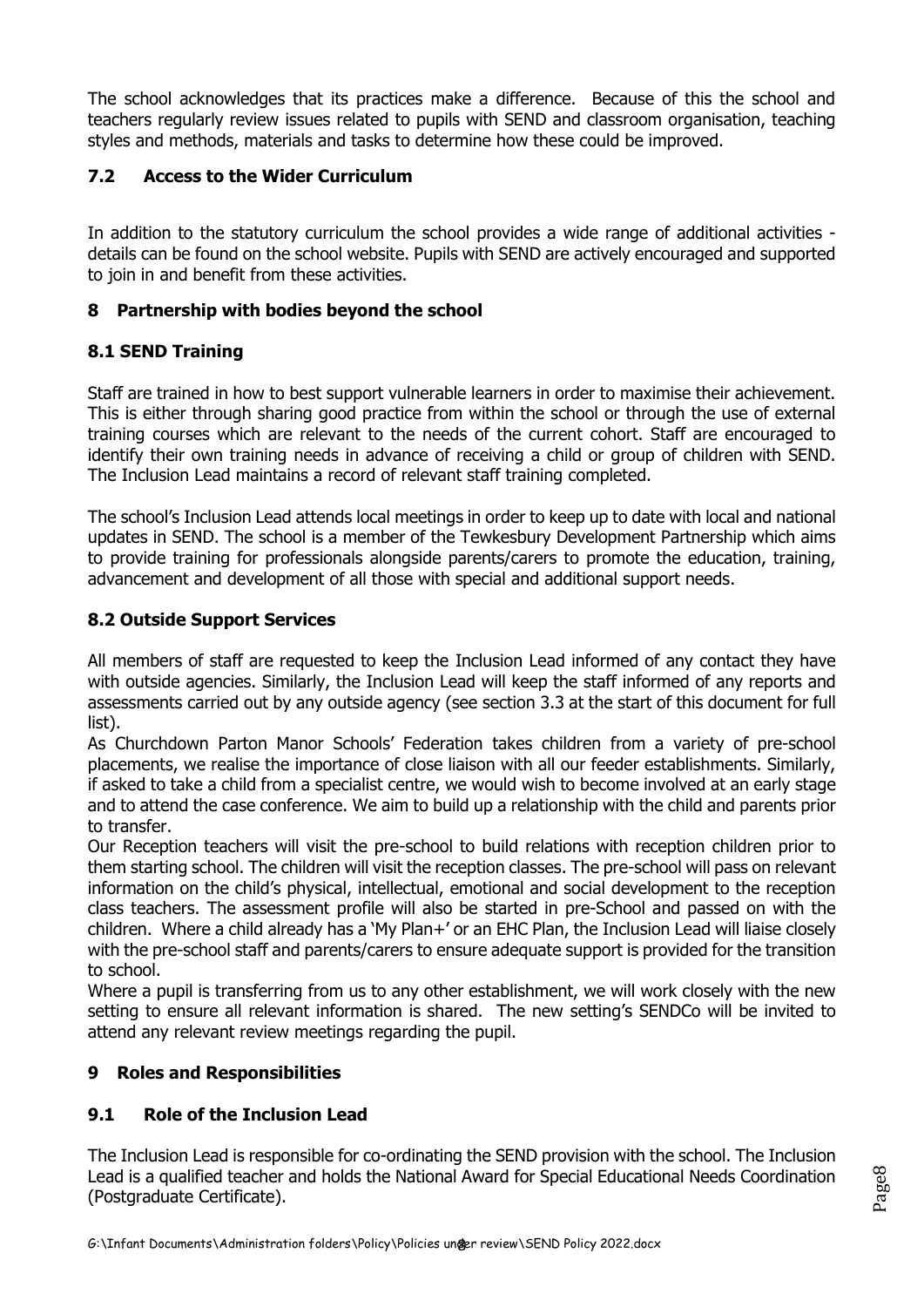The school acknowledges that its practices make a difference. Because of this the school and teachers regularly review issues related to pupils with SEND and classroom organisation, teaching styles and methods, materials and tasks to determine how these could be improved.

### 7.2 Access to the Wider Curriculum

In addition to the statutory curriculum the school provides a wide range of additional activities - details can be found on the school website. Pupils with SEND are actively encouraged and supported to join in and benefit from these activities.

## 8 Partnership with bodies beyond the school

### 8.1 SEND Training

Staff are trained in how to best support vulnerable learners in order to maximise their achievement. This is either through sharing good practice from within the school or through the use of external training courses which are relevant to the needs of the current cohort. Staff are encouraged to identify their own training needs in advance of receiving a child or group of children with SEND. The Inclusion Lead maintains a record of relevant staff training completed.

The school's Inclusion Lead attends local meetings in order to keep up to date with local and national updates in SEND. The school is a member of the Tewkesbury Development Partnership which aims to provide training for professionals alongside parents/carers to promote the education, training, advancement and development of all those with special and additional support needs.

### 8.2 Outside Support Services

All members of staff are requested to keep the Inclusion Lead informed of any contact they have with outside agencies. Similarly, the Inclusion Lead will keep the staff informed of any reports and assessments carried out by any outside agency (see section 3.3 at the start of this document for full list).

As Churchdown Parton Manor Schools' Federation takes children from a variety of pre-school placements, we realise the importance of close liaison with all our feeder establishments. Similarly, if asked to take a child from a specialist centre, we would wish to become involved at an early stage and to attend the case conference. We aim to build up a relationship with the child and parents prior to transfer.

Our Reception teachers will visit the pre-school to build relations with reception children prior to them starting school. The children will visit the reception classes. The pre-school will pass on relevant information on the child's physical, intellectual, emotional and social development to the reception class teachers. The assessment profile will also be started in pre-School and passed on with the children. Where a child already has a 'My Plan+' or an EHC Plan, the Inclusion Lead will liaise closely with the pre-school staff and parents/carers to ensure adequate support is provided for the transition to school.

Where a pupil is transferring from us to any other establishment, we will work closely with the new setting to ensure all relevant information is shared. The new setting's SENDCo will be invited to attend any relevant review meetings regarding the pupil.

## 9 Roles and Responsibilities

### 9.1 Role of the Inclusion Lead

The Inclusion Lead is responsible for co-ordinating the SEND provision with the school. The Inclusion Lead is a qualified teacher and holds the National Award for Special Educational Needs Coordination (Postgraduate Certificate).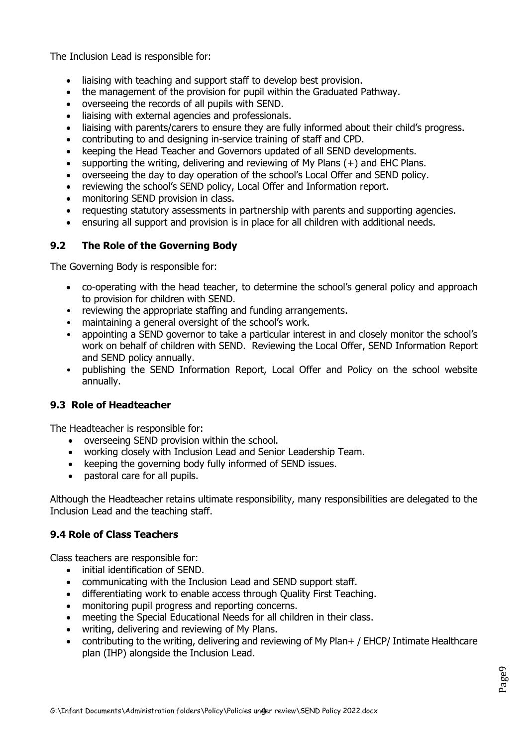The Inclusion Lead is responsible for:

- liaising with teaching and support staff to develop best provision.
- the management of the provision for pupil within the Graduated Pathway.
- overseeing the records of all pupils with SEND.
- liaising with external agencies and professionals.
- liaising with parents/carers to ensure they are fully informed about their child's progress.
- contributing to and designing in-service training of staff and CPD.
- keeping the Head Teacher and Governors updated of all SEND developments.
- supporting the writing, delivering and reviewing of My Plans (+) and EHC Plans.
- overseeing the day to day operation of the school's Local Offer and SEND policy.
- reviewing the school's SEND policy, Local Offer and Information report.
- monitoring SEND provision in class.
- requesting statutory assessments in partnership with parents and supporting agencies.
- ensuring all support and provision is in place for all children with additional needs.

### 9.2 The Role of the Governing Body

The Governing Body is responsible for:

- co-operating with the head teacher, to determine the school's general policy and approach to provision for children with SEND.
- reviewing the appropriate staffing and funding arrangements.
- maintaining a general oversight of the school's work.
- appointing a SEND governor to take a particular interest in and closely monitor the school's work on behalf of children with SEND. Reviewing the Local Offer, SEND Information Report and SEND policy annually.
- publishing the SEND Information Report, Local Offer and Policy on the school website annually.

### 9.3 Role of Headteacher

The Headteacher is responsible for:

- overseeing SEND provision within the school.
- working closely with Inclusion Lead and Senior Leadership Team.
- keeping the governing body fully informed of SEND issues.
- pastoral care for all pupils.

Although the Headteacher retains ultimate responsibility, many responsibilities are delegated to the Inclusion Lead and the teaching staff.

### 9.4 Role of Class Teachers

Class teachers are responsible for:

- initial identification of SEND.
- communicating with the Inclusion Lead and SEND support staff.
- differentiating work to enable access through Quality First Teaching.
- monitoring pupil progress and reporting concerns.
- meeting the Special Educational Needs for all children in their class.
- writing, delivering and reviewing of My Plans.
- contributing to the writing, delivering and reviewing of My Plan+ / EHCP/ Intimate Healthcare plan (IHP) alongside the Inclusion Lead.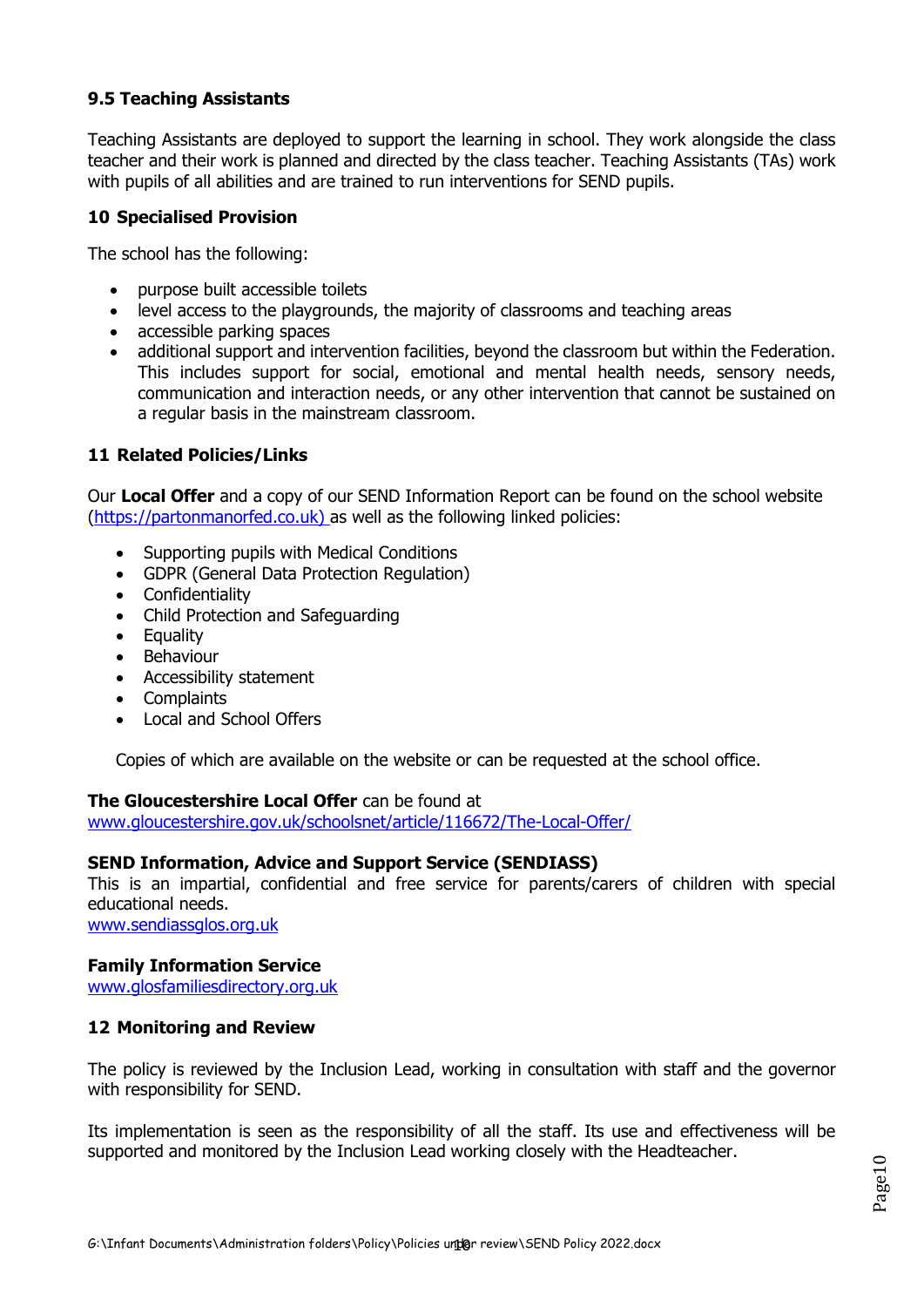### 9.5 Teaching Assistants

Teaching Assistants are deployed to support the learning in school. They work alongside the class teacher and their work is planned and directed by the class teacher. Teaching Assistants (TAs) work with pupils of all abilities and are trained to run interventions for SEND pupils.

## 10 Specialised Provision

The school has the following:

- purpose built accessible toilets
- level access to the playgrounds, the majority of classrooms and teaching areas
- accessible parking spaces
- additional support and intervention facilities, beyond the classroom but within the Federation. This includes support for social, emotional and mental health needs, sensory needs, communication and interaction needs, or any other intervention that cannot be sustained on a regular basis in the mainstream classroom.

## 11 Related Policies/Links

Our **Local Offer** and a copy of our SEND Information Report can be found on the school website (https://partonmanorfed.co.uk) as well as the following linked policies:

- Supporting pupils with Medical Conditions
- GDPR (General Data Protection Regulation)
- Confidentiality
- Child Protection and Safeguarding
- Equality
- Behaviour
- Accessibility statement
- Complaints
- Local and School Offers

Copies of which are available on the website or can be requested at the school office.

**The Gloucestershire Local Offer** can be found at
www.gloucestershire.gov.uk/schoolsnet/article/116672/The-Local-Offer/

**SEND Information, Advice and Support Service (SENDIASS)**
This is an impartial, confidential and free service for parents/carers of children with special educational needs.
www.sendiassglos.org.uk

**Family Information Service**
www.glosfamiliesdirectory.org.uk

## 12 Monitoring and Review

The policy is reviewed by the Inclusion Lead, working in consultation with staff and the governor with responsibility for SEND.

Its implementation is seen as the responsibility of all the staff. Its use and effectiveness will be supported and monitored by the Inclusion Lead working closely with the Headteacher.